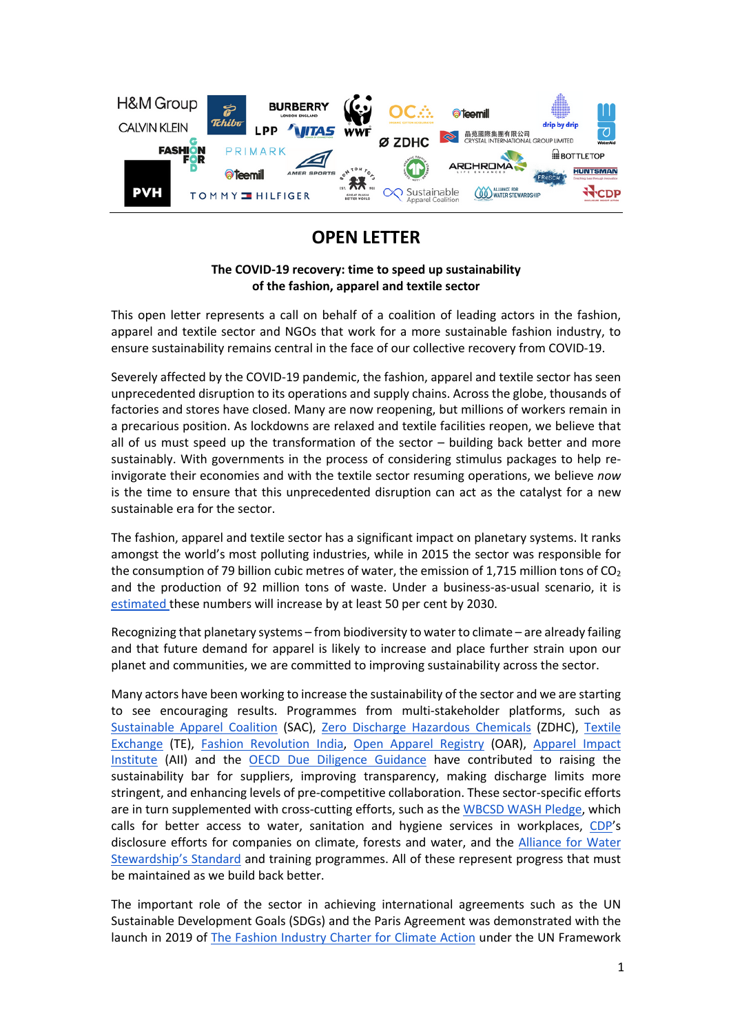# OPEN LETTER

**The COVID-19 recovery: time to speed up sustainability of the fashion, apparel and textile sector**

This open letter represents a call on behalf of a coalition of leading actors in the fashion, apparel and textile sector and NGOs that work for a more sustainable fashion industry, to ensure sustainability remains central in the face of our collective recovery from COVID-19.

Severely affected by the COVID-19 pandemic, the fashion, apparel and textile sector has seen unprecedented disruption to its operations and supply chains. Across the globe, thousands of factories and stores have closed. Many are now reopening, but millions of workers remain in a precarious position. As lockdowns are relaxed and textile facilities reopen, we believe that all of us must speed up the transformation of the sector – building back better and more sustainably. With governments in the process of considering stimulus packages to help re-invigorate their economies and with the textile sector resuming operations, we believe *now* is the time to ensure that this unprecedented disruption can act as the catalyst for a new sustainable era for the sector.

The fashion, apparel and textile sector has a significant impact on planetary systems. It ranks amongst the world's most polluting industries, while in 2015 the sector was responsible for the consumption of 79 billion cubic metres of water, the emission of 1,715 million tons of $CO_2$ and the production of 92 million tons of waste. Under a business-as-usual scenario, it is estimated these numbers will increase by at least 50 per cent by 2030.

Recognizing that planetary systems – from biodiversity to water to climate – are already failing and that future demand for apparel is likely to increase and place further strain upon our planet and communities, we are committed to improving sustainability across the sector.

Many actors have been working to increase the sustainability of the sector and we are starting to see encouraging results. Programmes from multi-stakeholder platforms, such as Sustainable Apparel Coalition (SAC), Zero Discharge Hazardous Chemicals (ZDHC), Textile Exchange (TE), Fashion Revolution India, Open Apparel Registry (OAR), Apparel Impact Institute (AII) and the OECD Due Diligence Guidance have contributed to raising the sustainability bar for suppliers, improving transparency, making discharge limits more stringent, and enhancing levels of pre-competitive collaboration. These sector-specific efforts are in turn supplemented with cross-cutting efforts, such as the WBCSD WASH Pledge, which calls for better access to water, sanitation and hygiene services in workplaces, CDP's disclosure efforts for companies on climate, forests and water, and the Alliance for Water Stewardship's Standard and training programmes. All of these represent progress that must be maintained as we build back better.

The important role of the sector in achieving international agreements such as the UN Sustainable Development Goals (SDGs) and the Paris Agreement was demonstrated with the launch in 2019 of The Fashion Industry Charter for Climate Action under the UN Framework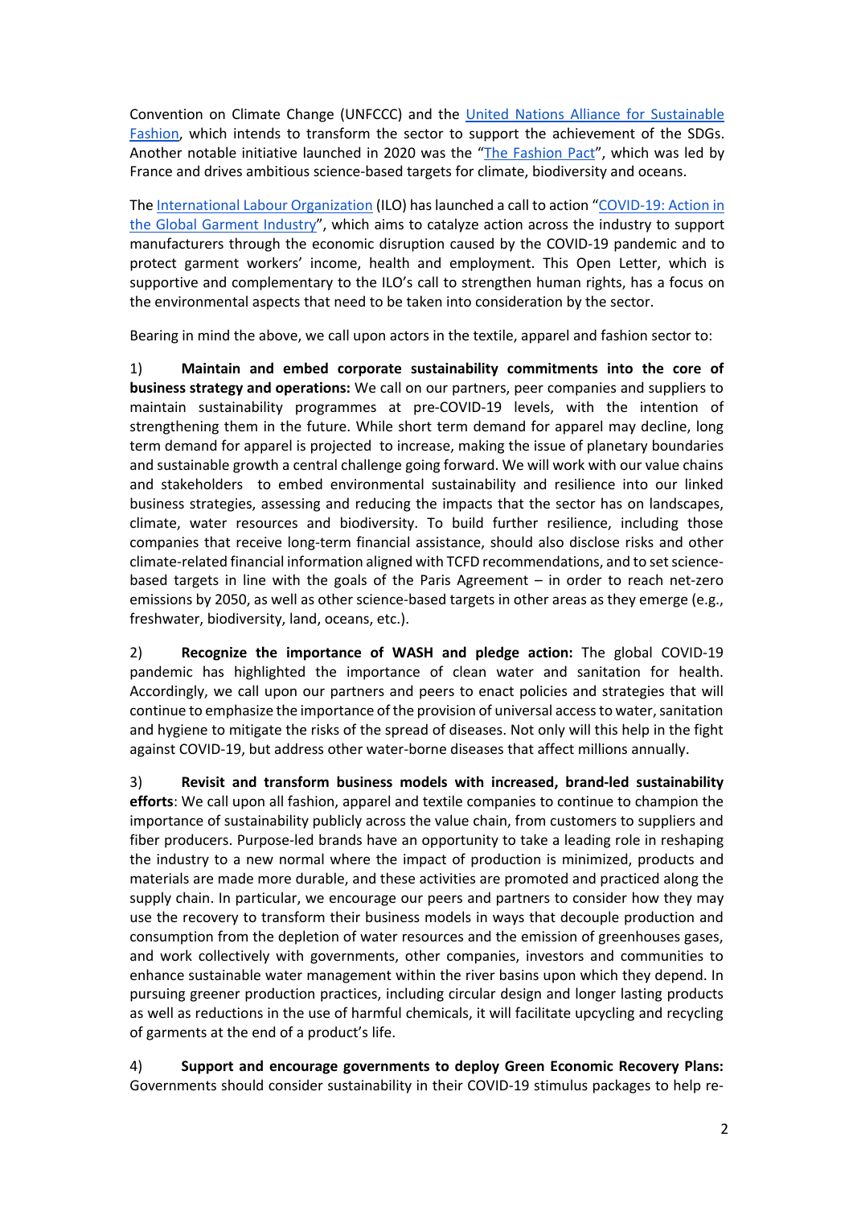Convention on Climate Change (UNFCCC) and the [United Nations Alliance for Sustainable Fashion](), which intends to transform the sector to support the achievement of the SDGs. Another notable initiative launched in 2020 was the "[The Fashion Pact]()", which was led by France and drives ambitious science-based targets for climate, biodiversity and oceans.

The [International Labour Organization]() (ILO) has launched a call to action "[COVID-19: Action in the Global Garment Industry]()", which aims to catalyze action across the industry to support manufacturers through the economic disruption caused by the COVID-19 pandemic and to protect garment workers' income, health and employment. This Open Letter, which is supportive and complementary to the ILO's call to strengthen human rights, has a focus on the environmental aspects that need to be taken into consideration by the sector.

Bearing in mind the above, we call upon actors in the textile, apparel and fashion sector to:

1) **Maintain and embed corporate sustainability commitments into the core of business strategy and operations:** We call on our partners, peer companies and suppliers to maintain sustainability programmes at pre-COVID-19 levels, with the intention of strengthening them in the future. While short term demand for apparel may decline, long term demand for apparel is projected to increase, making the issue of planetary boundaries and sustainable growth a central challenge going forward. We will work with our value chains and stakeholders to embed environmental sustainability and resilience into our linked business strategies, assessing and reducing the impacts that the sector has on landscapes, climate, water resources and biodiversity. To build further resilience, including those companies that receive long-term financial assistance, should also disclose risks and other climate-related financial information aligned with TCFD recommendations, and to set science-based targets in line with the goals of the Paris Agreement – in order to reach net-zero emissions by 2050, as well as other science-based targets in other areas as they emerge (e.g., freshwater, biodiversity, land, oceans, etc.).

2) **Recognize the importance of WASH and pledge action:** The global COVID-19 pandemic has highlighted the importance of clean water and sanitation for health. Accordingly, we call upon our partners and peers to enact policies and strategies that will continue to emphasize the importance of the provision of universal access to water, sanitation and hygiene to mitigate the risks of the spread of diseases. Not only will this help in the fight against COVID-19, but address other water-borne diseases that affect millions annually.

3) **Revisit and transform business models with increased, brand-led sustainability efforts**: We call upon all fashion, apparel and textile companies to continue to champion the importance of sustainability publicly across the value chain, from customers to suppliers and fiber producers. Purpose-led brands have an opportunity to take a leading role in reshaping the industry to a new normal where the impact of production is minimized, products and materials are made more durable, and these activities are promoted and practiced along the supply chain. In particular, we encourage our peers and partners to consider how they may use the recovery to transform their business models in ways that decouple production and consumption from the depletion of water resources and the emission of greenhouses gases, and work collectively with governments, other companies, investors and communities to enhance sustainable water management within the river basins upon which they depend. In pursuing greener production practices, including circular design and longer lasting products as well as reductions in the use of harmful chemicals, it will facilitate upcycling and recycling of garments at the end of a product's life.

4) **Support and encourage governments to deploy Green Economic Recovery Plans:** Governments should consider sustainability in their COVID-19 stimulus packages to help re-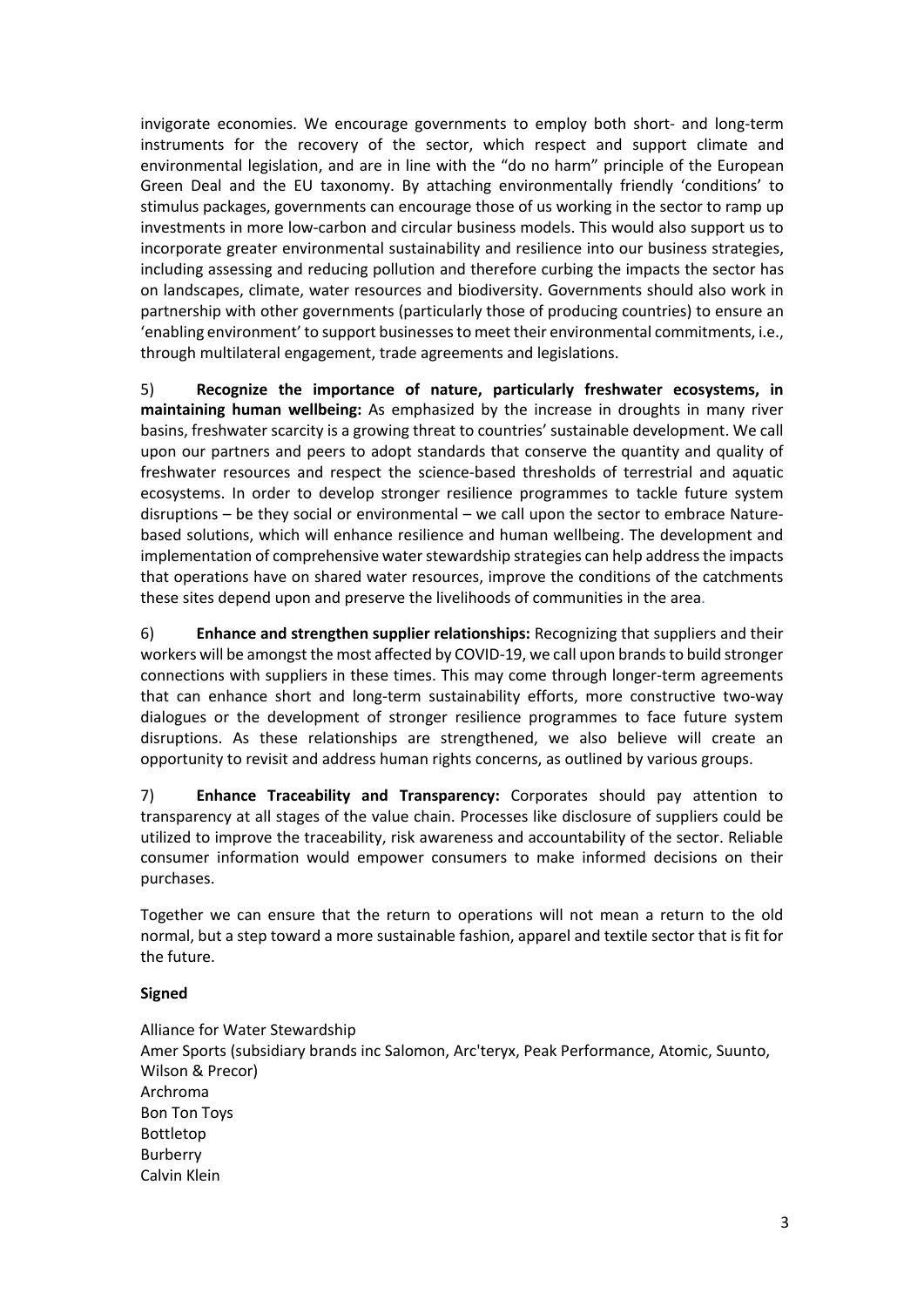invigorate economies. We encourage governments to employ both short- and long-term instruments for the recovery of the sector, which respect and support climate and environmental legislation, and are in line with the "do no harm" principle of the European Green Deal and the EU taxonomy. By attaching environmentally friendly 'conditions' to stimulus packages, governments can encourage those of us working in the sector to ramp up investments in more low-carbon and circular business models. This would also support us to incorporate greater environmental sustainability and resilience into our business strategies, including assessing and reducing pollution and therefore curbing the impacts the sector has on landscapes, climate, water resources and biodiversity. Governments should also work in partnership with other governments (particularly those of producing countries) to ensure an 'enabling environment' to support businesses to meet their environmental commitments, i.e., through multilateral engagement, trade agreements and legislations.

5) **Recognize the importance of nature, particularly freshwater ecosystems, in maintaining human wellbeing:** As emphasized by the increase in droughts in many river basins, freshwater scarcity is a growing threat to countries' sustainable development. We call upon our partners and peers to adopt standards that conserve the quantity and quality of freshwater resources and respect the science-based thresholds of terrestrial and aquatic ecosystems. In order to develop stronger resilience programmes to tackle future system disruptions – be they social or environmental – we call upon the sector to embrace Nature-based solutions, which will enhance resilience and human wellbeing. The development and implementation of comprehensive water stewardship strategies can help address the impacts that operations have on shared water resources, improve the conditions of the catchments these sites depend upon and preserve the livelihoods of communities in the area.

6) **Enhance and strengthen supplier relationships:** Recognizing that suppliers and their workers will be amongst the most affected by COVID-19, we call upon brands to build stronger connections with suppliers in these times. This may come through longer-term agreements that can enhance short and long-term sustainability efforts, more constructive two-way dialogues or the development of stronger resilience programmes to face future system disruptions. As these relationships are strengthened, we also believe will create an opportunity to revisit and address human rights concerns, as outlined by various groups.

7) **Enhance Traceability and Transparency:** Corporates should pay attention to transparency at all stages of the value chain. Processes like disclosure of suppliers could be utilized to improve the traceability, risk awareness and accountability of the sector. Reliable consumer information would empower consumers to make informed decisions on their purchases.

Together we can ensure that the return to operations will not mean a return to the old normal, but a step toward a more sustainable fashion, apparel and textile sector that is fit for the future.

**Signed**

Alliance for Water Stewardship
Amer Sports (subsidiary brands inc Salomon, Arc'teryx, Peak Performance, Atomic, Suunto, Wilson & Precor)
Archroma
Bon Ton Toys
Bottletop
Burberry
Calvin Klein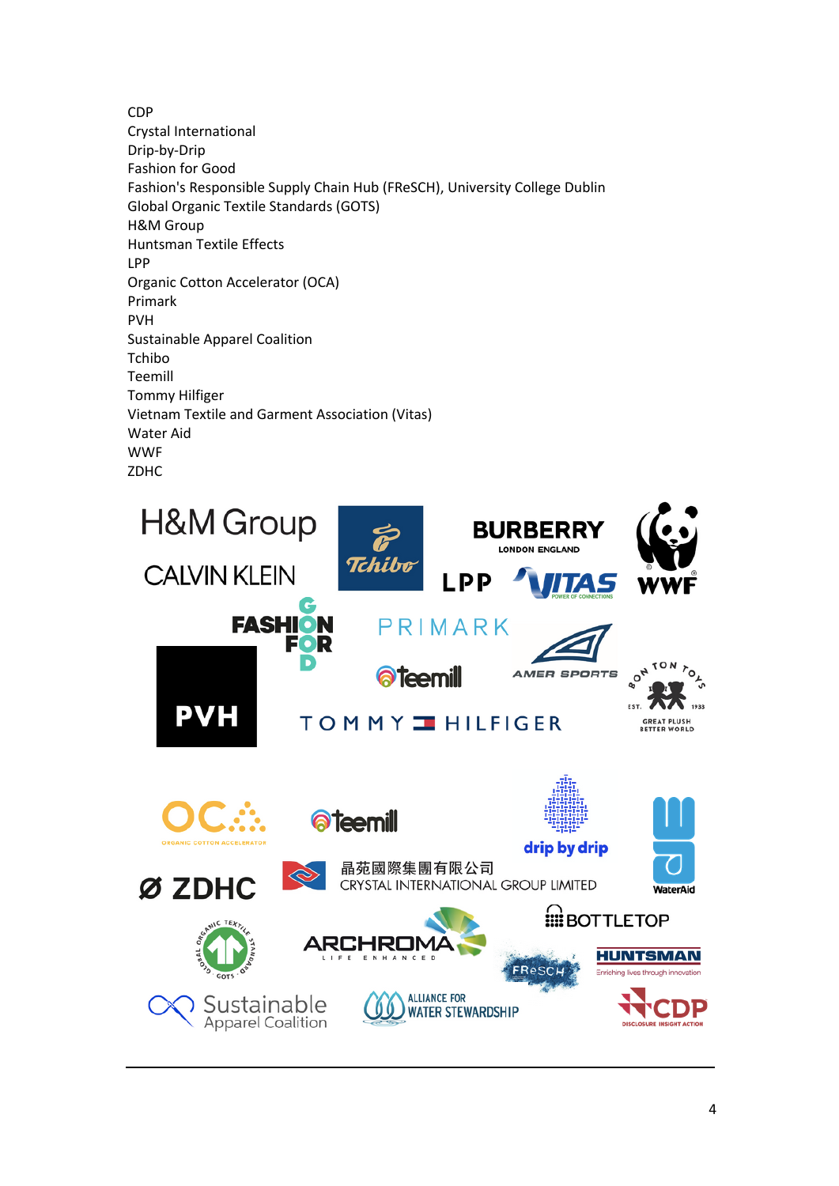CDP
Crystal International
Drip-by-Drip
Fashion for Good
Fashion's Responsible Supply Chain Hub (FReSCH), University College Dublin
Global Organic Textile Standards (GOTS)
H&M Group
Huntsman Textile Effects
LPP
Organic Cotton Accelerator (OCA)
Primark
PVH
Sustainable Apparel Coalition
Tchibo
Teemill
Tommy Hilfiger
Vietnam Textile and Garment Association (Vitas)
Water Aid
WWF
ZDHC